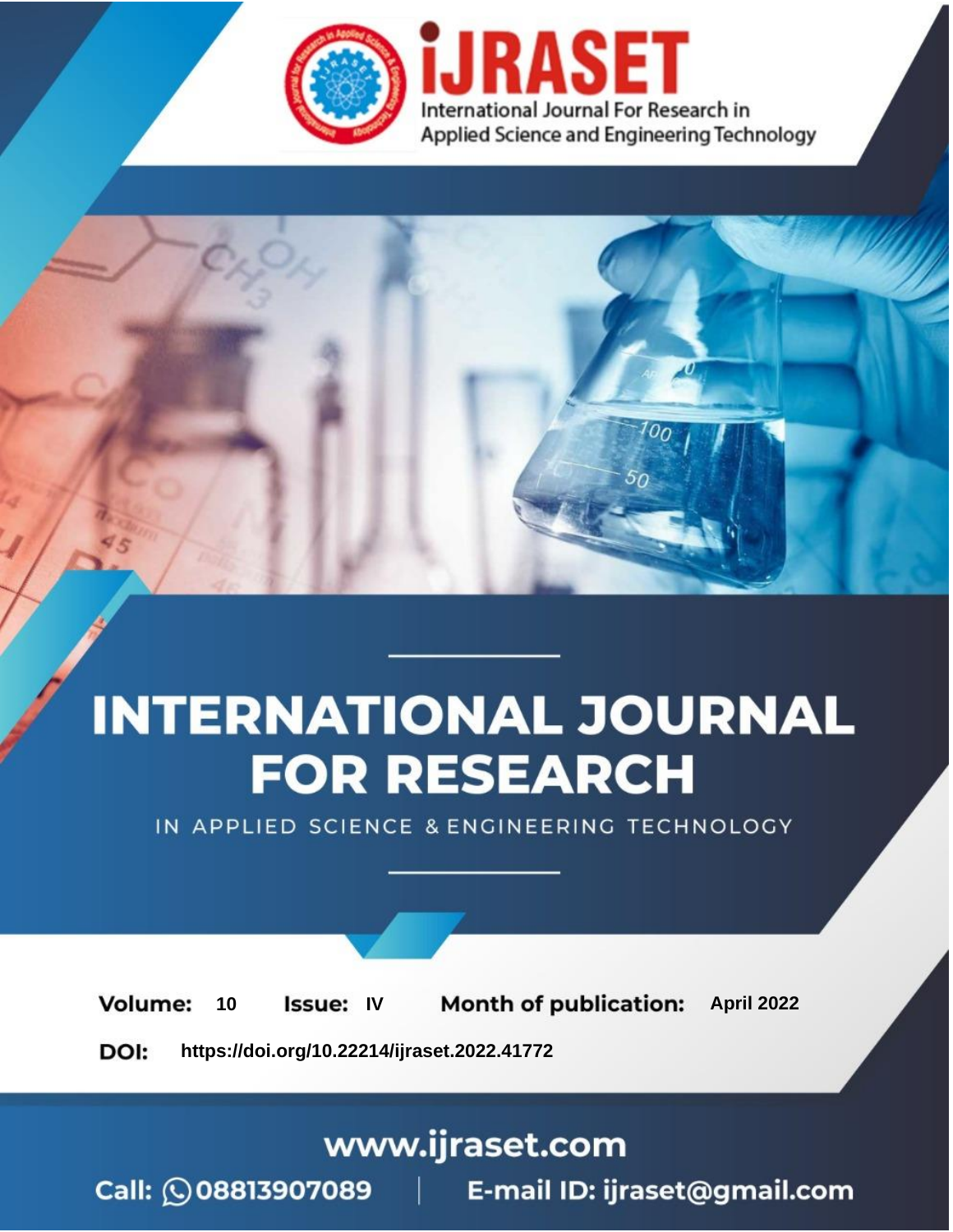iJRASET

International Journal For Research in Applied Science and Engineering Technology

# INTERNATIONAL JOURNAL FOR RESEARCH

IN APPLIED SCIENCE & ENGINEERING TECHNOLOGY

**Volume:** 10 **Issue:** IV **Month of publication:** April 2022

**DOI:** https://doi.org/10.22214/ijraset.2022.41772

www.ijraset.com

Call: 08813907089 | E-mail ID: ijraset@gmail.com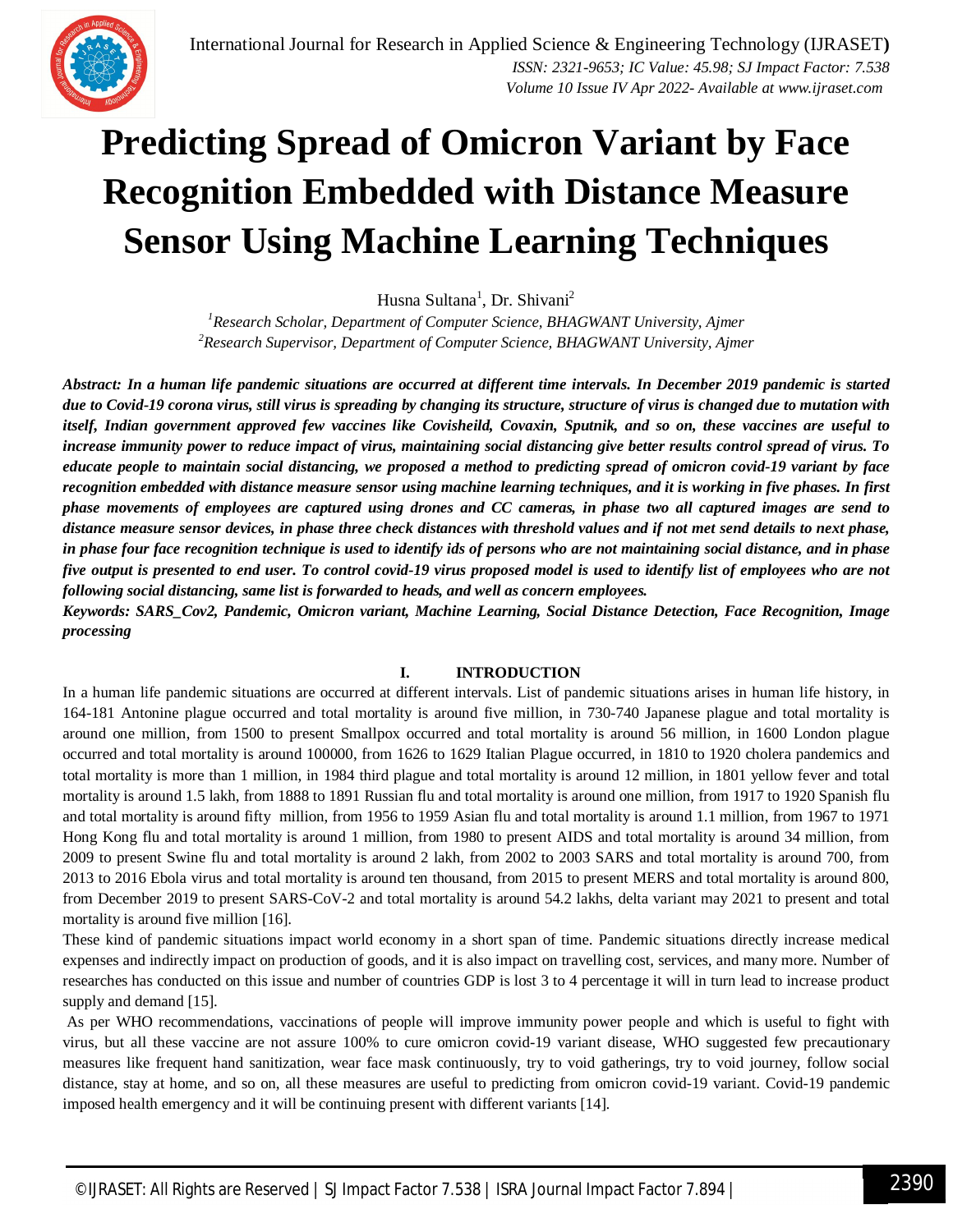# Predicting Spread of Omicron Variant by Face Recognition Embedded with Distance Measure Sensor Using Machine Learning Techniques

Husna Sultana[1], Dr. Shivani[2]

[1]*Research Scholar, Department of Computer Science, BHAGWANT University, Ajmer*
[2]*Research Supervisor, Department of Computer Science, BHAGWANT University, Ajmer*

***Abstract:** In a human life pandemic situations are occurred at different time intervals. In December 2019 pandemic is started due to Covid-19 corona virus, still virus is spreading by changing its structure, structure of virus is changed due to mutation with itself, Indian government approved few vaccines like Covisheild, Covaxin, Sputnik, and so on, these vaccines are useful to increase immunity power to reduce impact of virus, maintaining social distancing give better results control spread of virus. To educate people to maintain social distancing, we proposed a method to predicting spread of omicron covid-19 variant by face recognition embedded with distance measure sensor using machine learning techniques, and it is working in five phases. In first phase movements of employees are captured using drones and CC cameras, in phase two all captured images are send to distance measure sensor devices, in phase three check distances with threshold values and if not met send details to next phase, in phase four face recognition technique is used to identify ids of persons who are not maintaining social distance, and in phase five output is presented to end user. To control covid-19 virus proposed model is used to identify list of employees who are not following social distancing, same list is forwarded to heads, and well as concern employees.*

***Keywords:** SARS_Cov2, Pandemic, Omicron variant, Machine Learning, Social Distance Detection, Face Recognition, Image processing*

## I. INTRODUCTION

In a human life pandemic situations are occurred at different intervals. List of pandemic situations arises in human life history, in 164-181 Antonine plague occurred and total mortality is around five million, in 730-740 Japanese plague and total mortality is around one million, from 1500 to present Smallpox occurred and total mortality is around 56 million, in 1600 London plague occurred and total mortality is around 100000, from 1626 to 1629 Italian Plague occurred, in 1810 to 1920 cholera pandemics and total mortality is more than 1 million, in 1984 third plague and total mortality is around 12 million, in 1801 yellow fever and total mortality is around 1.5 lakh, from 1888 to 1891 Russian flu and total mortality is around one million, from 1917 to 1920 Spanish flu and total mortality is around fifty million, from 1956 to 1959 Asian flu and total mortality is around 1.1 million, from 1967 to 1971 Hong Kong flu and total mortality is around 1 million, from 1980 to present AIDS and total mortality is around 34 million, from 2009 to present Swine flu and total mortality is around 2 lakh, from 2002 to 2003 SARS and total mortality is around 700, from 2013 to 2016 Ebola virus and total mortality is around ten thousand, from 2015 to present MERS and total mortality is around 800, from December 2019 to present SARS-CoV-2 and total mortality is around 54.2 lakhs, delta variant may 2021 to present and total mortality is around five million [16].

These kind of pandemic situations impact world economy in a short span of time. Pandemic situations directly increase medical expenses and indirectly impact on production of goods, and it is also impact on travelling cost, services, and many more. Number of researches has conducted on this issue and number of countries GDP is lost 3 to 4 percentage it will in turn lead to increase product supply and demand [15].

As per WHO recommendations, vaccinations of people will improve immunity power people and which is useful to fight with virus, but all these vaccine are not assure 100% to cure omicron covid-19 variant disease, WHO suggested few precautionary measures like frequent hand sanitization, wear face mask continuously, try to void gatherings, try to void journey, follow social distance, stay at home, and so on, all these measures are useful to predicting from omicron covid-19 variant. Covid-19 pandemic imposed health emergency and it will be continuing present with different variants [14].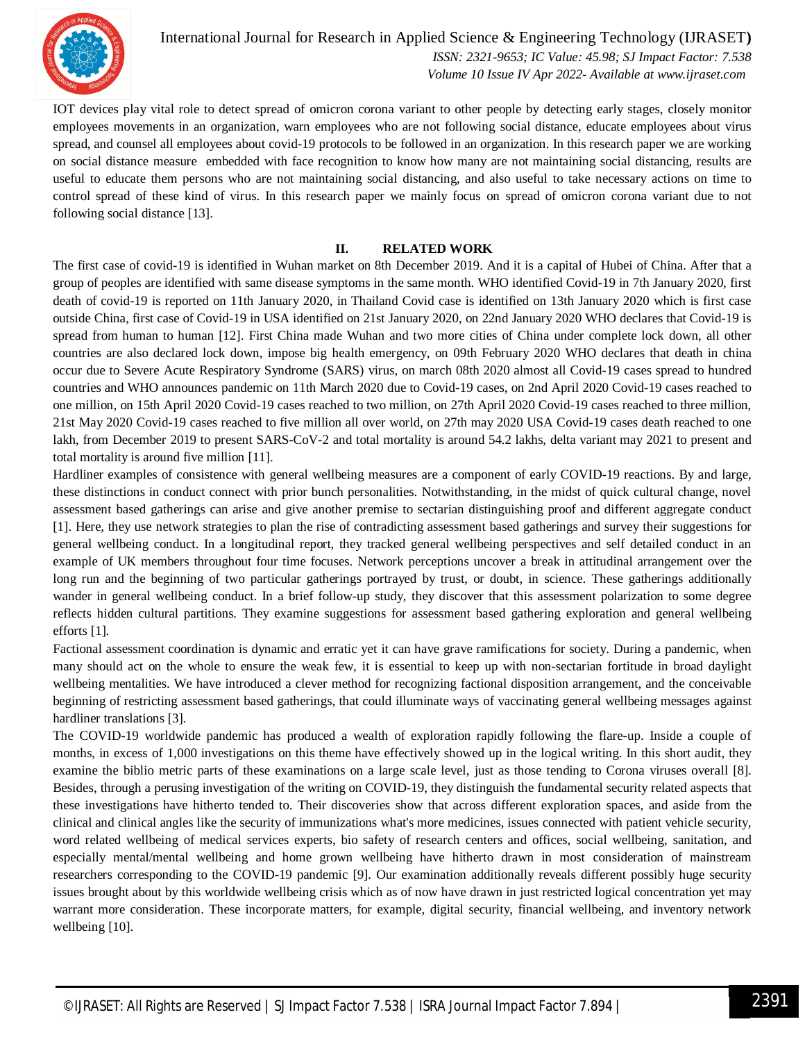IOT devices play vital role to detect spread of omicron corona variant to other people by detecting early stages, closely monitor employees movements in an organization, warn employees who are not following social distance, educate employees about virus spread, and counsel all employees about covid-19 protocols to be followed in an organization. In this research paper we are working on social distance measure embedded with face recognition to know how many are not maintaining social distancing, results are useful to educate them persons who are not maintaining social distancing, and also useful to take necessary actions on time to control spread of these kind of virus. In this research paper we mainly focus on spread of omicron corona variant due to not following social distance [13].

## II. RELATED WORK

The first case of covid-19 is identified in Wuhan market on 8th December 2019. And it is a capital of Hubei of China. After that a group of peoples are identified with same disease symptoms in the same month. WHO identified Covid-19 in 7th January 2020, first death of covid-19 is reported on 11th January 2020, in Thailand Covid case is identified on 13th January 2020 which is first case outside China, first case of Covid-19 in USA identified on 21st January 2020, on 22nd January 2020 WHO declares that Covid-19 is spread from human to human [12]. First China made Wuhan and two more cities of China under complete lock down, all other countries are also declared lock down, impose big health emergency, on 09th February 2020 WHO declares that death in china occur due to Severe Acute Respiratory Syndrome (SARS) virus, on march 08th 2020 almost all Covid-19 cases spread to hundred countries and WHO announces pandemic on 11th March 2020 due to Covid-19 cases, on 2nd April 2020 Covid-19 cases reached to one million, on 15th April 2020 Covid-19 cases reached to two million, on 27th April 2020 Covid-19 cases reached to three million, 21st May 2020 Covid-19 cases reached to five million all over world, on 27th may 2020 USA Covid-19 cases death reached to one lakh, from December 2019 to present SARS-CoV-2 and total mortality is around 54.2 lakhs, delta variant may 2021 to present and total mortality is around five million [11].

Hardliner examples of consistence with general wellbeing measures are a component of early COVID-19 reactions. By and large, these distinctions in conduct connect with prior bunch personalities. Notwithstanding, in the midst of quick cultural change, novel assessment based gatherings can arise and give another premise to sectarian distinguishing proof and different aggregate conduct [1]. Here, they use network strategies to plan the rise of contradicting assessment based gatherings and survey their suggestions for general wellbeing conduct. In a longitudinal report, they tracked general wellbeing perspectives and self detailed conduct in an example of UK members throughout four time focuses. Network perceptions uncover a break in attitudinal arrangement over the long run and the beginning of two particular gatherings portrayed by trust, or doubt, in science. These gatherings additionally wander in general wellbeing conduct. In a brief follow-up study, they discover that this assessment polarization to some degree reflects hidden cultural partitions. They examine suggestions for assessment based gathering exploration and general wellbeing efforts [1].

Factional assessment coordination is dynamic and erratic yet it can have grave ramifications for society. During a pandemic, when many should act on the whole to ensure the weak few, it is essential to keep up with non-sectarian fortitude in broad daylight wellbeing mentalities. We have introduced a clever method for recognizing factional disposition arrangement, and the conceivable beginning of restricting assessment based gatherings, that could illuminate ways of vaccinating general wellbeing messages against hardliner translations [3].

The COVID-19 worldwide pandemic has produced a wealth of exploration rapidly following the flare-up. Inside a couple of months, in excess of 1,000 investigations on this theme have effectively showed up in the logical writing. In this short audit, they examine the biblio metric parts of these examinations on a large scale level, just as those tending to Corona viruses overall [8]. Besides, through a perusing investigation of the writing on COVID-19, they distinguish the fundamental security related aspects that these investigations have hitherto tended to. Their discoveries show that across different exploration spaces, and aside from the clinical and clinical angles like the security of immunizations what's more medicines, issues connected with patient vehicle security, word related wellbeing of medical services experts, bio safety of research centers and offices, social wellbeing, sanitation, and especially mental/mental wellbeing and home grown wellbeing have hitherto drawn in most consideration of mainstream researchers corresponding to the COVID-19 pandemic [9]. Our examination additionally reveals different possibly huge security issues brought about by this worldwide wellbeing crisis which as of now have drawn in just restricted logical concentration yet may warrant more consideration. These incorporate matters, for example, digital security, financial wellbeing, and inventory network wellbeing [10].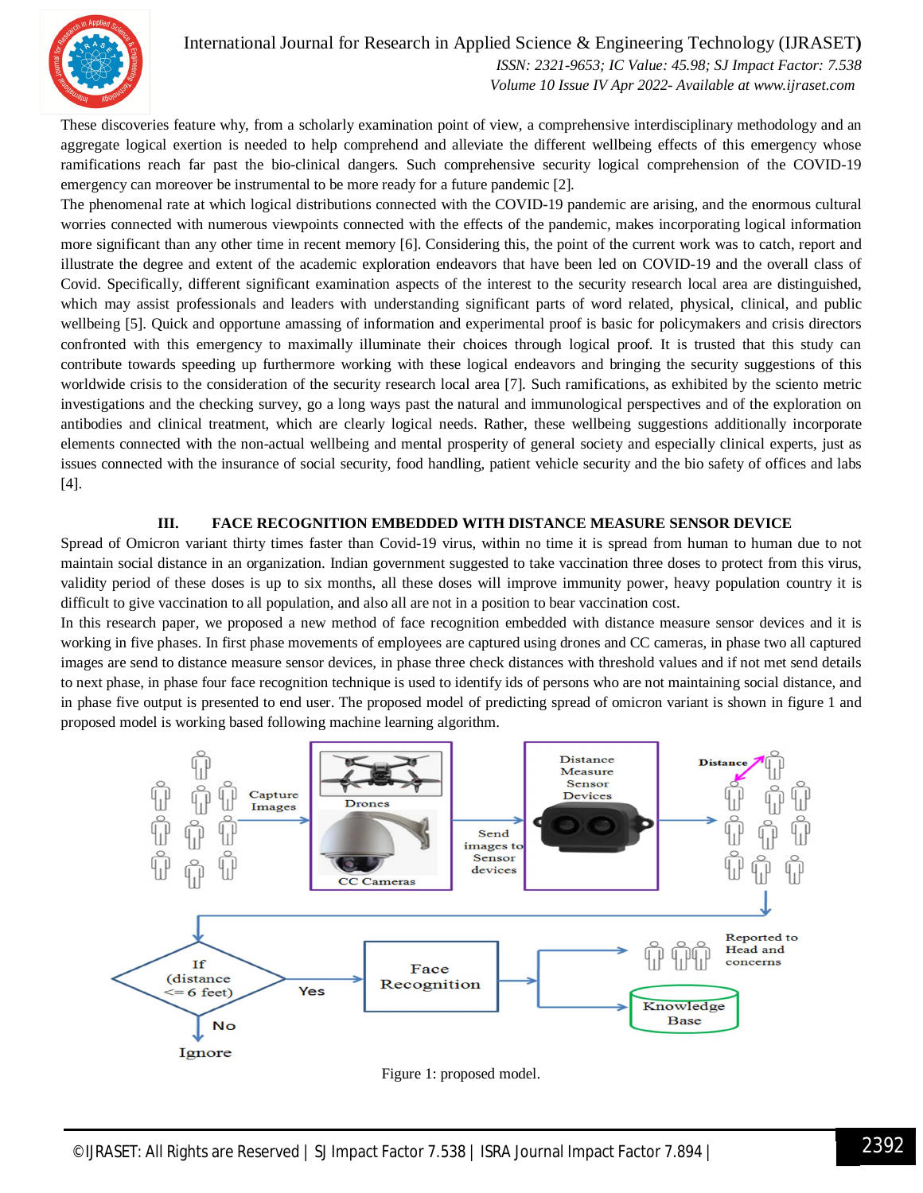These discoveries feature why, from a scholarly examination point of view, a comprehensive interdisciplinary methodology and an aggregate logical exertion is needed to help comprehend and alleviate the different wellbeing effects of this emergency whose ramifications reach far past the bio-clinical dangers. Such comprehensive security logical comprehension of the COVID-19 emergency can moreover be instrumental to be more ready for a future pandemic [2].

The phenomenal rate at which logical distributions connected with the COVID-19 pandemic are arising, and the enormous cultural worries connected with numerous viewpoints connected with the effects of the pandemic, makes incorporating logical information more significant than any other time in recent memory [6]. Considering this, the point of the current work was to catch, report and illustrate the degree and extent of the academic exploration endeavors that have been led on COVID-19 and the overall class of Covid. Specifically, different significant examination aspects of the interest to the security research local area are distinguished, which may assist professionals and leaders with understanding significant parts of word related, physical, clinical, and public wellbeing [5]. Quick and opportune amassing of information and experimental proof is basic for policymakers and crisis directors confronted with this emergency to maximally illuminate their choices through logical proof. It is trusted that this study can contribute towards speeding up furthermore working with these logical endeavors and bringing the security suggestions of this worldwide crisis to the consideration of the security research local area [7]. Such ramifications, as exhibited by the sciento metric investigations and the checking survey, go a long ways past the natural and immunological perspectives and of the exploration on antibodies and clinical treatment, which are clearly logical needs. Rather, these wellbeing suggestions additionally incorporate elements connected with the non-actual wellbeing and mental prosperity of general society and especially clinical experts, just as issues connected with the insurance of social security, food handling, patient vehicle security and the bio safety of offices and labs [4].

## III. FACE RECOGNITION EMBEDDED WITH DISTANCE MEASURE SENSOR DEVICE

Spread of Omicron variant thirty times faster than Covid-19 virus, within no time it is spread from human to human due to not maintain social distance in an organization. Indian government suggested to take vaccination three doses to protect from this virus, validity period of these doses is up to six months, all these doses will improve immunity power, heavy population country it is difficult to give vaccination to all population, and also all are not in a position to bear vaccination cost.

In this research paper, we proposed a new method of face recognition embedded with distance measure sensor devices and it is working in five phases. In first phase movements of employees are captured using drones and CC cameras, in phase two all captured images are send to distance measure sensor devices, in phase three check distances with threshold values and if not met send details to next phase, in phase four face recognition technique is used to identify ids of persons who are not maintaining social distance, and in phase five output is presented to end user. The proposed model of predicting spread of omicron variant is shown in figure 1 and proposed model is working based following machine learning algorithm.

Figure 1: proposed model.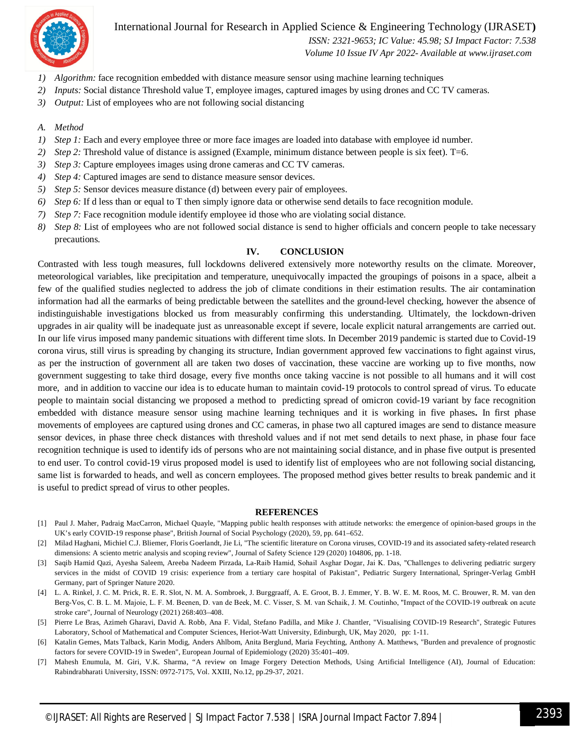1) *Algorithm:* face recognition embedded with distance measure sensor using machine learning techniques
2) *Inputs:* Social distance Threshold value T, employee images, captured images by using drones and CC TV cameras.
3) *Output:* List of employees who are not following social distancing

### A. Method

1) *Step 1:* Each and every employee three or more face images are loaded into database with employee id number.
2) *Step 2:* Threshold value of distance is assigned (Example, minimum distance between people is six feet). T=6.
3) *Step 3:* Capture employees images using drone cameras and CC TV cameras.
4) *Step 4:* Captured images are send to distance measure sensor devices.
5) *Step 5:* Sensor devices measure distance (d) between every pair of employees.
6) *Step 6:* If d less than or equal to T then simply ignore data or otherwise send details to face recognition module.
7) *Step 7:* Face recognition module identify employee id those who are violating social distance.
8) *Step 8:* List of employees who are not followed social distance is send to higher officials and concern people to take necessary precautions.

## IV. CONCLUSION

Contrasted with less tough measures, full lockdowns delivered extensively more noteworthy results on the climate. Moreover, meteorological variables, like precipitation and temperature, unequivocally impacted the groupings of poisons in a space, albeit a few of the qualified studies neglected to address the job of climate conditions in their estimation results. The air contamination information had all the earmarks of being predictable between the satellites and the ground-level checking, however the absence of indistinguishable investigations blocked us from measurably confirming this understanding. Ultimately, the lockdown-driven upgrades in air quality will be inadequate just as unreasonable except if severe, locale explicit natural arrangements are carried out. In our life virus imposed many pandemic situations with different time slots. In December 2019 pandemic is started due to Covid-19 corona virus, still virus is spreading by changing its structure, Indian government approved few vaccinations to fight against virus, as per the instruction of government all are taken two doses of vaccination, these vaccine are working up to five months, now government suggesting to take third dosage, every five months once taking vaccine is not possible to all humans and it will cost more, and in addition to vaccine our idea is to educate human to maintain covid-19 protocols to control spread of virus. To educate people to maintain social distancing we proposed a method to predicting spread of omicron covid-19 variant by face recognition embedded with distance measure sensor using machine learning techniques and it is working in five phases**.** In first phase movements of employees are captured using drones and CC cameras, in phase two all captured images are send to distance measure sensor devices, in phase three check distances with threshold values and if not met send details to next phase, in phase four face recognition technique is used to identify ids of persons who are not maintaining social distance, and in phase five output is presented to end user. To control covid-19 virus proposed model is used to identify list of employees who are not following social distancing, same list is forwarded to heads, and well as concern employees. The proposed method gives better results to break pandemic and it is useful to predict spread of virus to other peoples.

## REFERENCES

[1] Paul J. Maher, Padraig MacCarron, Michael Quayle, "Mapping public health responses with attitude networks: the emergence of opinion-based groups in the UK's early COVID-19 response phase", British Journal of Social Psychology (2020), 59, pp. 641–652.

[2] Milad Haghani, Michiel C.J. Bliemer, Floris Goerlandt, Jie Li, "The scientific literature on Corona viruses, COVID-19 and its associated safety-related research dimensions: A sciento metric analysis and scoping review", Journal of Safety Science 129 (2020) 104806, pp. 1-18.

[3] Saqib Hamid Qazi, Ayesha Saleem, Areeba Nadeem Pirzada, La-Raib Hamid, Sohail Asghar Dogar, Jai K. Das, "Challenges to delivering pediatric surgery services in the midst of COVID 19 crisis: experience from a tertiary care hospital of Pakistan", Pediatric Surgery International, Springer-Verlag GmbH Germany, part of Springer Nature 2020.

[4] L. A. Rinkel, J. C. M. Prick, R. E. R. Slot, N. M. A. Sombroek, J. Burggraaff, A. E. Groot, B. J. Emmer, Y. B. W. E. M. Roos, M. C. Brouwer, R. M. van den Berg-Vos, C. B. L. M. Majoie, L. F. M. Beenen, D. van de Beek, M. C. Visser, S. M. van Schaik, J. M. Coutinho, "Impact of the COVID-19 outbreak on acute stroke care", Journal of Neurology (2021) 268:403–408.

[5] Pierre Le Bras, Azimeh Gharavi, David A. Robb, Ana F. Vidal, Stefano Padilla, and Mike J. Chantler, "Visualising COVID-19 Research", Strategic Futures Laboratory, School of Mathematical and Computer Sciences, Heriot-Watt University, Edinburgh, UK, May 2020, pp: 1-11.

[6] Katalin Gemes, Mats Talback, Karin Modig, Anders Ahlbom, Anita Berglund, Maria Feychting, Anthony A. Matthews, "Burden and prevalence of prognostic factors for severe COVID-19 in Sweden", European Journal of Epidemiology (2020) 35:401–409.

[7] Mahesh Enumula, M. Giri, V.K. Sharma, "A review on Image Forgery Detection Methods, Using Artificial Intelligence (AI), Journal of Education: Rabindrabharati University, ISSN: 0972-7175, Vol. XXIII, No.12, pp.29-37, 2021.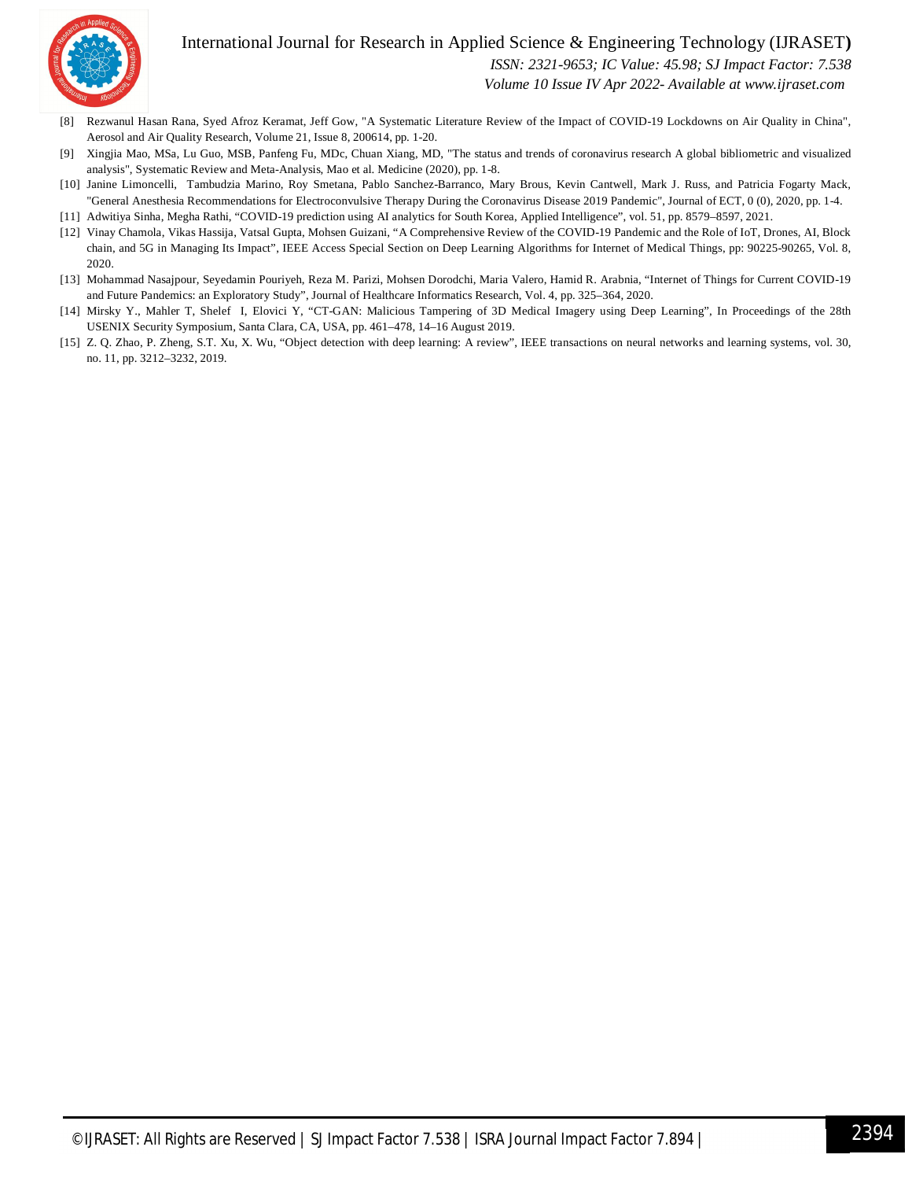[8] Rezwanul Hasan Rana, Syed Afroz Keramat, Jeff Gow, "A Systematic Literature Review of the Impact of COVID-19 Lockdowns on Air Quality in China", Aerosol and Air Quality Research, Volume 21, Issue 8, 200614, pp. 1-20.

[9] Xingjia Mao, MSa, Lu Guo, MSB, Panfeng Fu, MDc, Chuan Xiang, MD, "The status and trends of coronavirus research A global bibliometric and visualized analysis", Systematic Review and Meta-Analysis, Mao et al. Medicine (2020), pp. 1-8.

[10] Janine Limoncelli, Tambudzia Marino, Roy Smetana, Pablo Sanchez-Barranco, Mary Brous, Kevin Cantwell, Mark J. Russ, and Patricia Fogarty Mack, "General Anesthesia Recommendations for Electroconvulsive Therapy During the Coronavirus Disease 2019 Pandemic", Journal of ECT, 0 (0), 2020, pp. 1-4.

[11] Adwitiya Sinha, Megha Rathi, "COVID-19 prediction using AI analytics for South Korea, Applied Intelligence", vol. 51, pp. 8579–8597, 2021.

[12] Vinay Chamola, Vikas Hassija, Vatsal Gupta, Mohsen Guizani, "A Comprehensive Review of the COVID-19 Pandemic and the Role of IoT, Drones, AI, Block chain, and 5G in Managing Its Impact", IEEE Access Special Section on Deep Learning Algorithms for Internet of Medical Things, pp: 90225-90265, Vol. 8, 2020.

[13] Mohammad Nasajpour, Seyedamin Pouriyeh, Reza M. Parizi, Mohsen Dorodchi, Maria Valero, Hamid R. Arabnia, "Internet of Things for Current COVID-19 and Future Pandemics: an Exploratory Study", Journal of Healthcare Informatics Research, Vol. 4, pp. 325–364, 2020.

[14] Mirsky Y., Mahler T, Shelef I, Elovici Y, "CT-GAN: Malicious Tampering of 3D Medical Imagery using Deep Learning", In Proceedings of the 28th USENIX Security Symposium, Santa Clara, CA, USA, pp. 461–478, 14–16 August 2019.

[15] Z. Q. Zhao, P. Zheng, S.T. Xu, X. Wu, "Object detection with deep learning: A review", IEEE transactions on neural networks and learning systems, vol. 30, no. 11, pp. 3212–3232, 2019.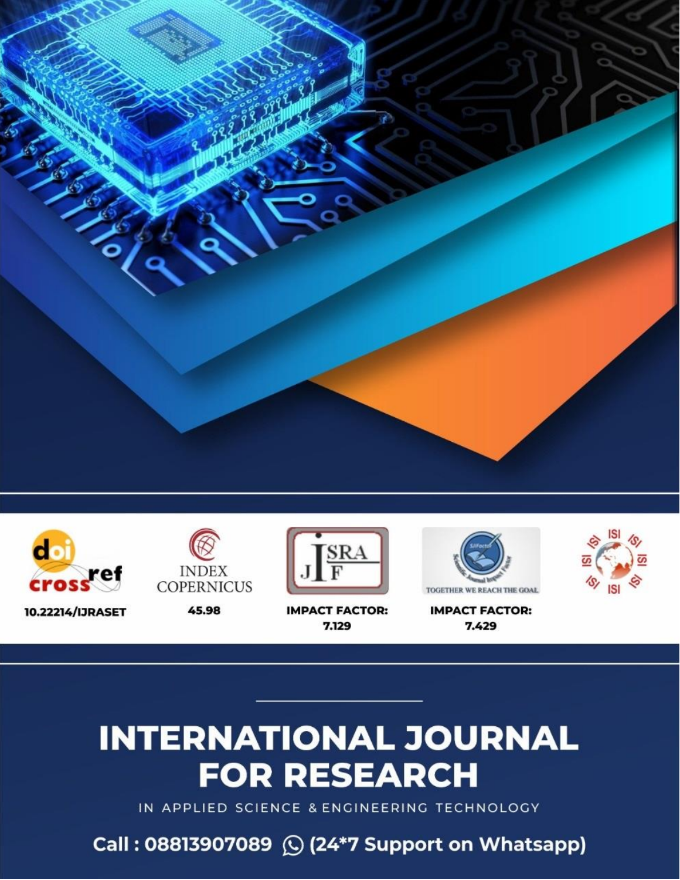10.22214/IJRASET

INDEX COPERNICUS

45.98

IMPACT FACTOR: 7.129

TOGETHER WE REACH THE GOAL

IMPACT FACTOR: 7.429

# INTERNATIONAL JOURNAL FOR RESEARCH

IN APPLIED SCIENCE & ENGINEERING TECHNOLOGY

Call : 08813907089 (24*7 Support on Whatsapp)